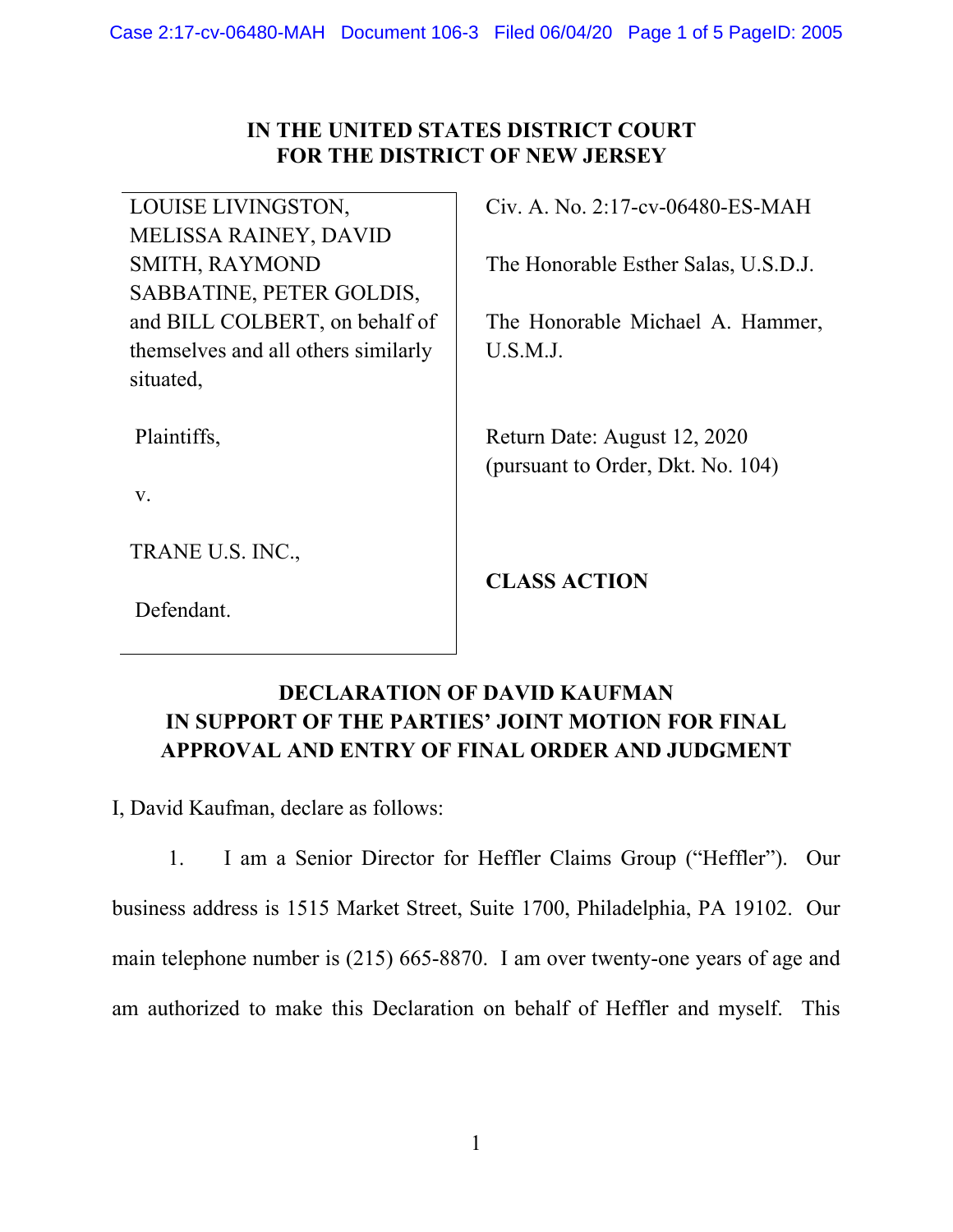**IN THE UNITED STATES DISTRICT COURT
FOR THE DISTRICT OF NEW JERSEY**

| | |
|---|---|
| LOUISE LIVINGSTON, MELISSA RAINEY, DAVID SMITH, RAYMOND SABBATINE, PETER GOLDIS, and BILL COLBERT, on behalf of themselves and all others similarly situated, | Civ. A. No. 2:17-cv-06480-ES-MAH |
| | The Honorable Esther Salas, U.S.D.J. |
| | The Honorable Michael A. Hammer, U.S.M.J. |
| Plaintiffs, | Return Date: August 12, 2020 (pursuant to Order, Dkt. No. 104) |
| v. | |
| TRANE U.S. INC., | **CLASS ACTION** |
| Defendant. | |

**DECLARATION OF DAVID KAUFMAN
IN SUPPORT OF THE PARTIES' JOINT MOTION FOR FINAL APPROVAL AND ENTRY OF FINAL ORDER AND JUDGMENT**

I, David Kaufman, declare as follows:

1. I am a Senior Director for Heffler Claims Group ("Heffler"). Our business address is 1515 Market Street, Suite 1700, Philadelphia, PA 19102. Our main telephone number is (215) 665-8870. I am over twenty-one years of age and am authorized to make this Declaration on behalf of Heffler and myself. This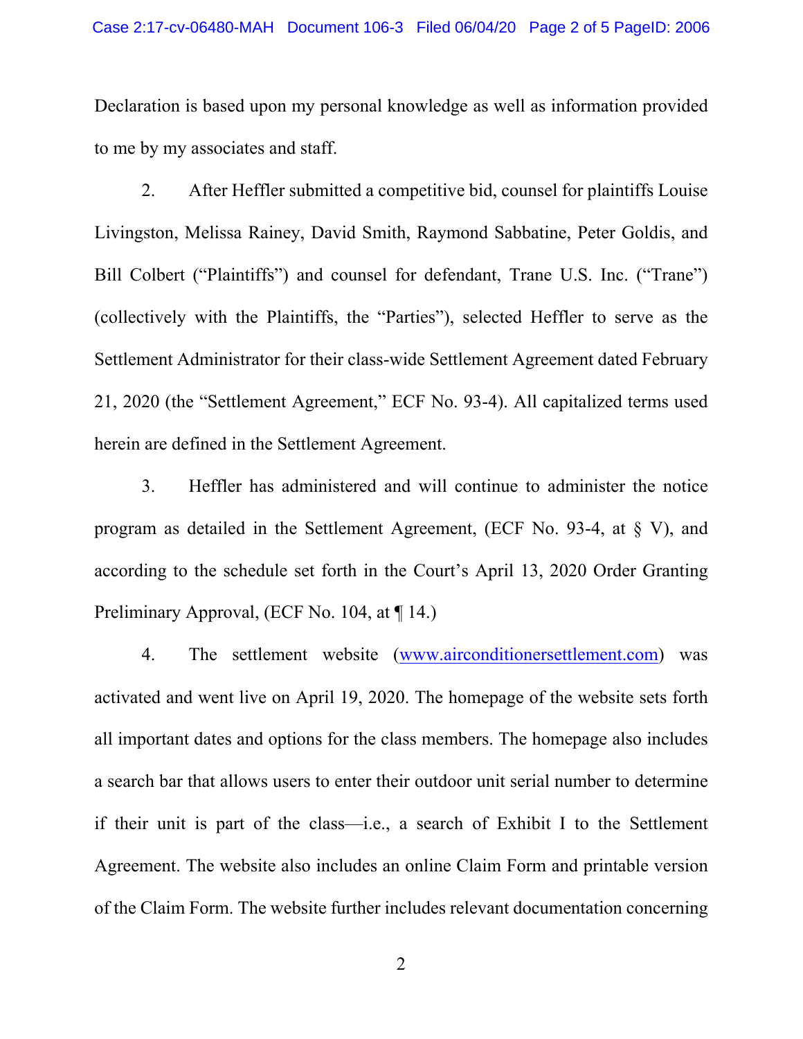Declaration is based upon my personal knowledge as well as information provided to me by my associates and staff.

2. After Heffler submitted a competitive bid, counsel for plaintiffs Louise Livingston, Melissa Rainey, David Smith, Raymond Sabbatine, Peter Goldis, and Bill Colbert ("Plaintiffs") and counsel for defendant, Trane U.S. Inc. ("Trane") (collectively with the Plaintiffs, the "Parties"), selected Heffler to serve as the Settlement Administrator for their class-wide Settlement Agreement dated February 21, 2020 (the "Settlement Agreement," ECF No. 93-4). All capitalized terms used herein are defined in the Settlement Agreement.

3. Heffler has administered and will continue to administer the notice program as detailed in the Settlement Agreement, (ECF No. 93-4, at § V), and according to the schedule set forth in the Court's April 13, 2020 Order Granting Preliminary Approval, (ECF No. 104, at ¶ 14.)

4. The settlement website (www.airconditionersettlement.com) was activated and went live on April 19, 2020. The homepage of the website sets forth all important dates and options for the class members. The homepage also includes a search bar that allows users to enter their outdoor unit serial number to determine if their unit is part of the class—i.e., a search of Exhibit I to the Settlement Agreement. The website also includes an online Claim Form and printable version of the Claim Form. The website further includes relevant documentation concerning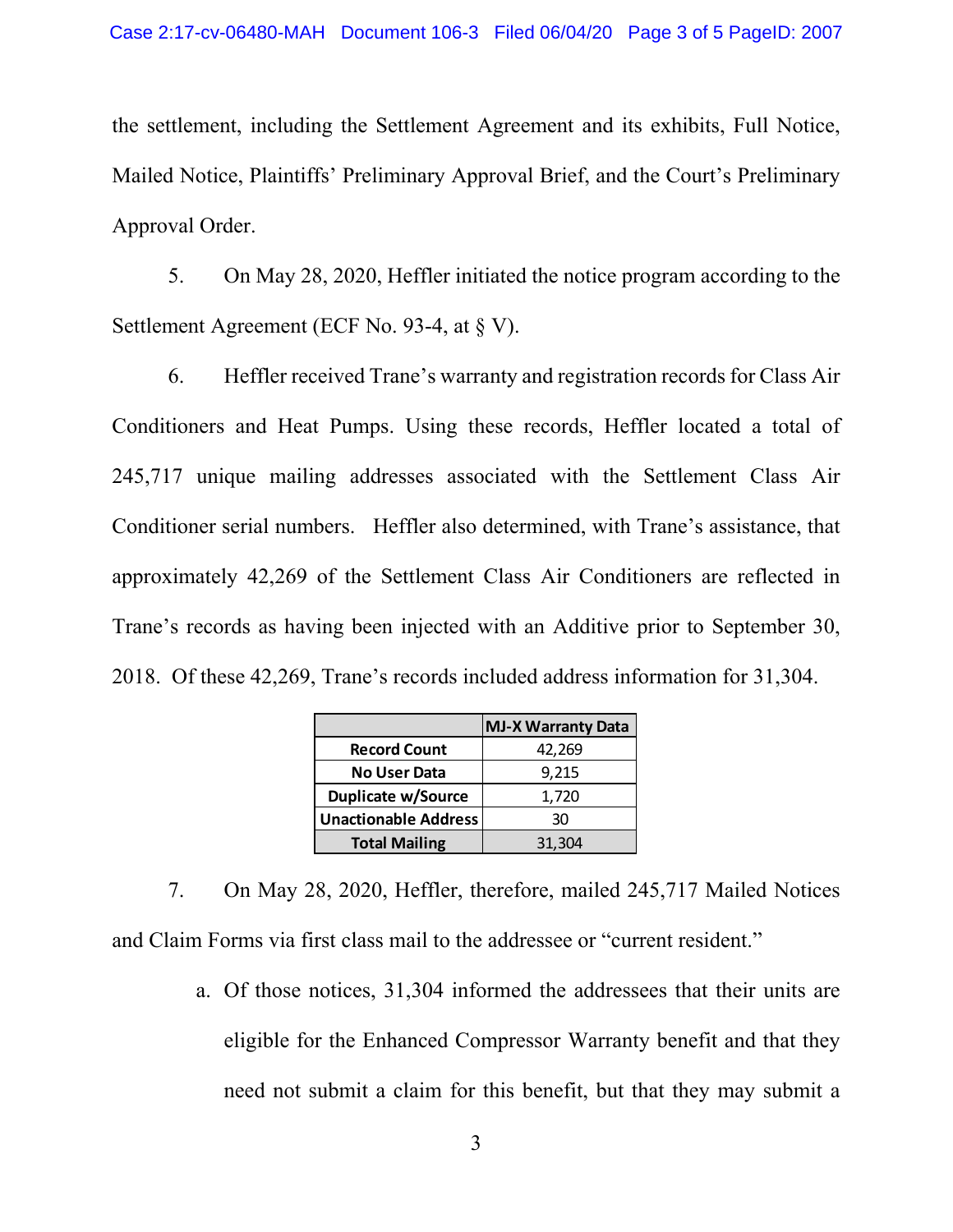the settlement, including the Settlement Agreement and its exhibits, Full Notice, Mailed Notice, Plaintiffs' Preliminary Approval Brief, and the Court's Preliminary Approval Order.

5. On May 28, 2020, Heffler initiated the notice program according to the Settlement Agreement (ECF No. 93-4, at § V).

6. Heffler received Trane's warranty and registration records for Class Air Conditioners and Heat Pumps. Using these records, Heffler located a total of 245,717 unique mailing addresses associated with the Settlement Class Air Conditioner serial numbers. Heffler also determined, with Trane's assistance, that approximately 42,269 of the Settlement Class Air Conditioners are reflected in Trane's records as having been injected with an Additive prior to September 30, 2018. Of these 42,269, Trane's records included address information for 31,304.

| | MJ-X Warranty Data |
|---|---|
| **Record Count** | 42,269 |
| **No User Data** | 9,215 |
| **Duplicate w/Source** | 1,720 |
| **Unactionable Address** | 30 |
| **Total Mailing** | 31,304 |

7. On May 28, 2020, Heffler, therefore, mailed 245,717 Mailed Notices and Claim Forms via first class mail to the addressee or "current resident."

a. Of those notices, 31,304 informed the addressees that their units are eligible for the Enhanced Compressor Warranty benefit and that they need not submit a claim for this benefit, but that they may submit a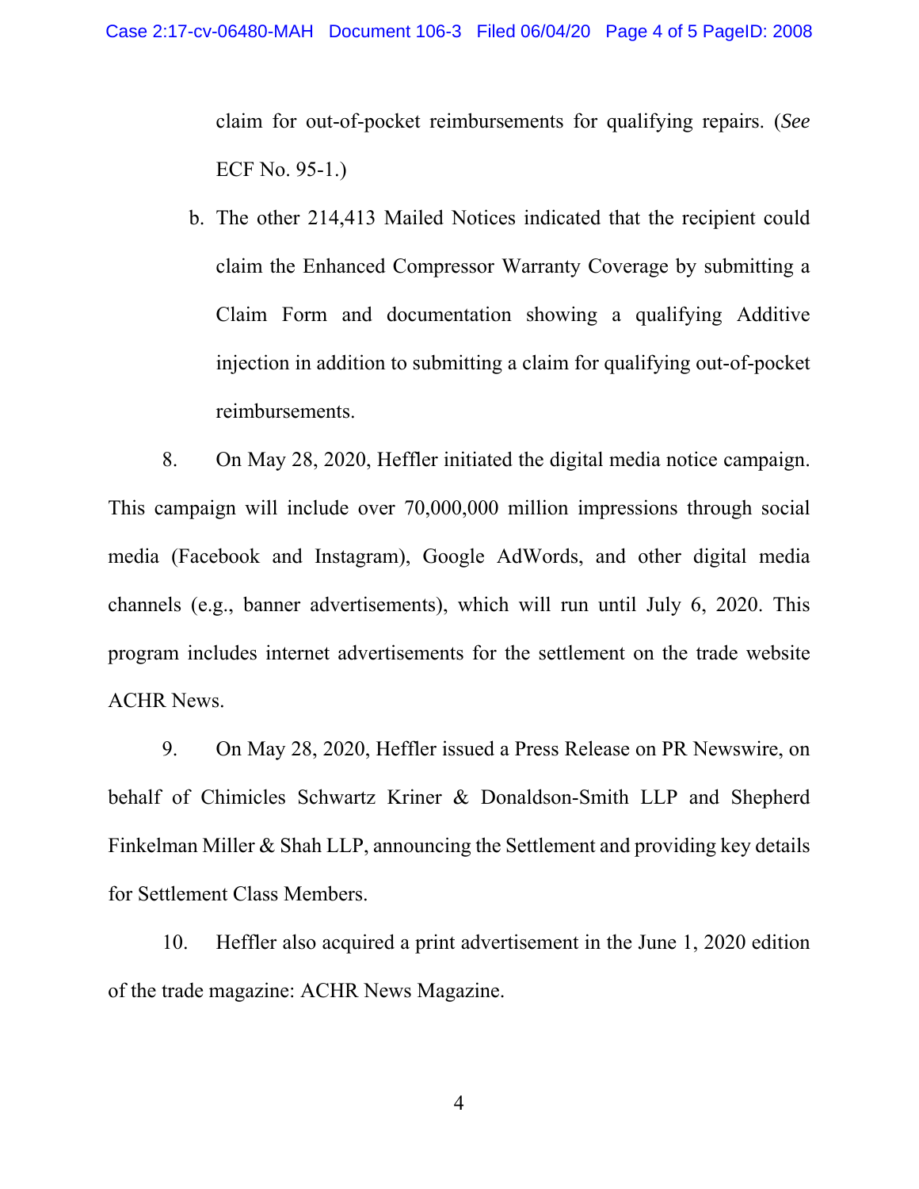claim for out-of-pocket reimbursements for qualifying repairs. (*See* ECF No. 95-1.)

b. The other 214,413 Mailed Notices indicated that the recipient could claim the Enhanced Compressor Warranty Coverage by submitting a Claim Form and documentation showing a qualifying Additive injection in addition to submitting a claim for qualifying out-of-pocket reimbursements.

8. On May 28, 2020, Heffler initiated the digital media notice campaign. This campaign will include over 70,000,000 million impressions through social media (Facebook and Instagram), Google AdWords, and other digital media channels (e.g., banner advertisements), which will run until July 6, 2020. This program includes internet advertisements for the settlement on the trade website ACHR News.

9. On May 28, 2020, Heffler issued a Press Release on PR Newswire, on behalf of Chimicles Schwartz Kriner & Donaldson-Smith LLP and Shepherd Finkelman Miller & Shah LLP, announcing the Settlement and providing key details for Settlement Class Members.

10. Heffler also acquired a print advertisement in the June 1, 2020 edition of the trade magazine: ACHR News Magazine.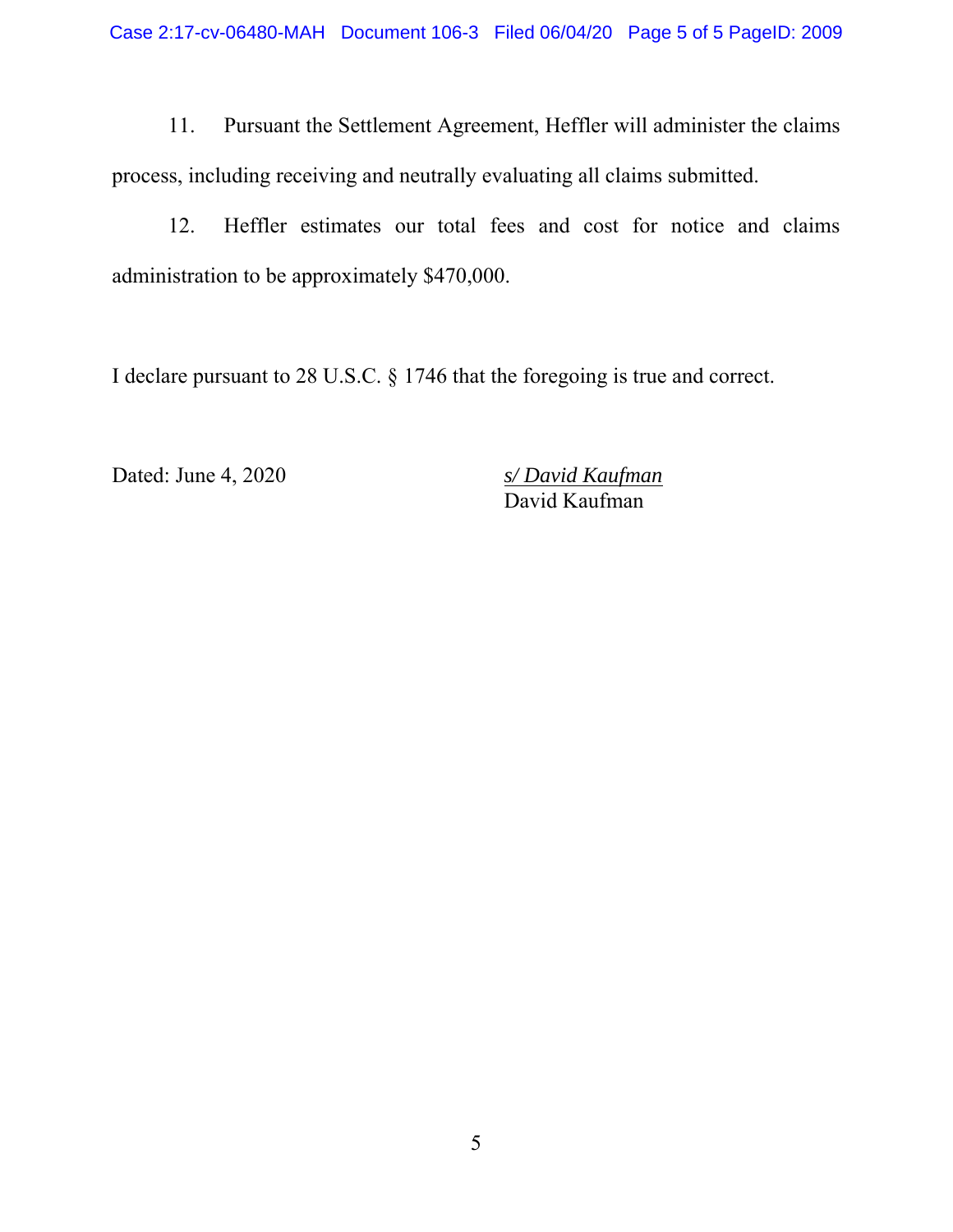11. Pursuant the Settlement Agreement, Heffler will administer the claims process, including receiving and neutrally evaluating all claims submitted.

12. Heffler estimates our total fees and cost for notice and claims administration to be approximately $470,000.

I declare pursuant to 28 U.S.C. § 1746 that the foregoing is true and correct.

Dated: June 4, 2020

*s/ David Kaufman*
David Kaufman